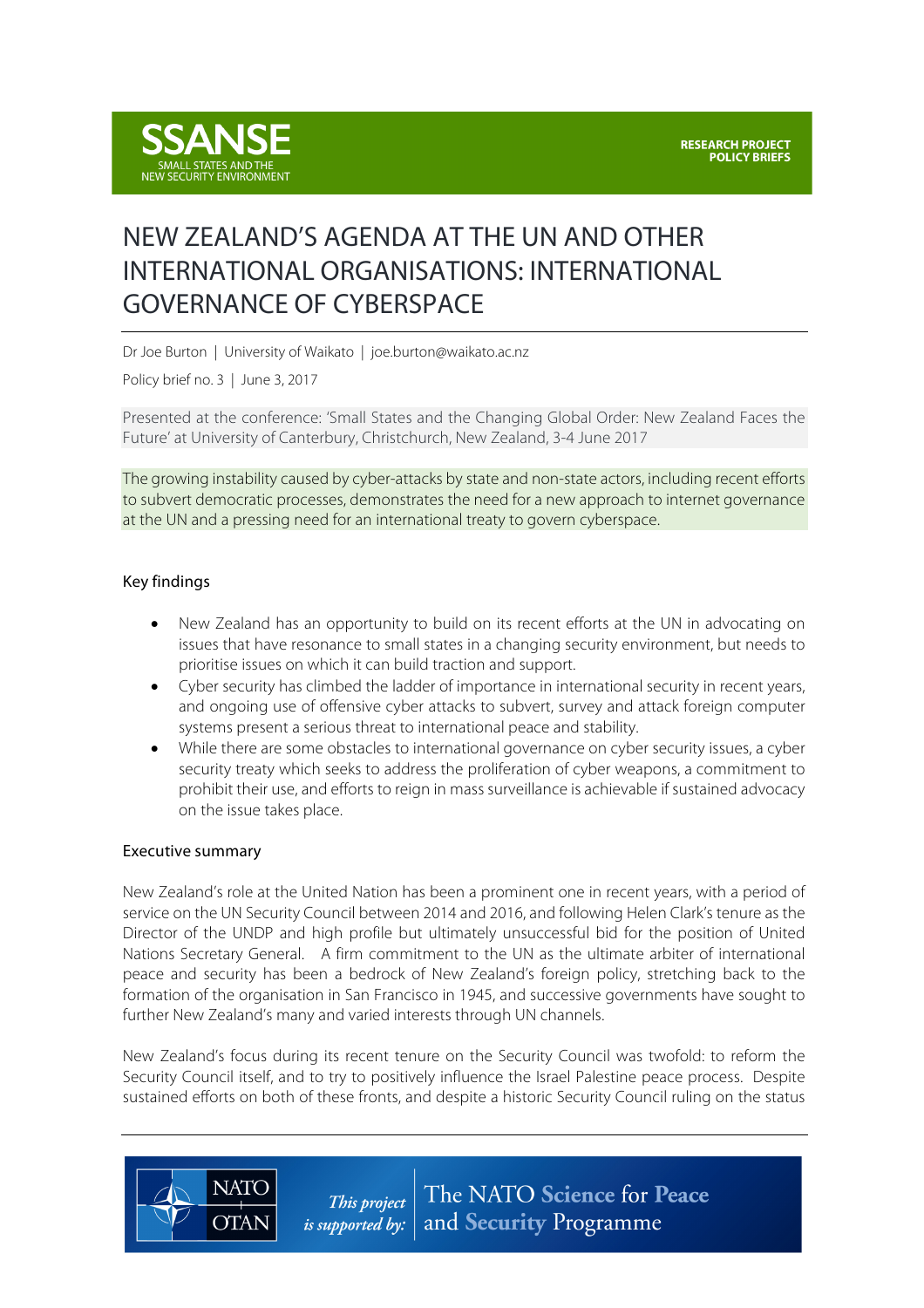**SSANSE**
SMALL STATES AND THE NEW SECURITY ENVIRONMENT

**RESEARCH PROJECT POLICY BRIEFS**

# NEW ZEALAND'S AGENDA AT THE UN AND OTHER INTERNATIONAL ORGANISATIONS: INTERNATIONAL GOVERNANCE OF CYBERSPACE

Dr Joe Burton | University of Waikato | joe.burton@waikato.ac.nz

Policy brief no. 3 | June 3, 2017

Presented at the conference: 'Small States and the Changing Global Order: New Zealand Faces the Future' at University of Canterbury, Christchurch, New Zealand, 3-4 June 2017

The growing instability caused by cyber-attacks by state and non-state actors, including recent efforts to subvert democratic processes, demonstrates the need for a new approach to internet governance at the UN and a pressing need for an international treaty to govern cyberspace.

## Key findings

- New Zealand has an opportunity to build on its recent efforts at the UN in advocating on issues that have resonance to small states in a changing security environment, but needs to prioritise issues on which it can build traction and support.
- Cyber security has climbed the ladder of importance in international security in recent years, and ongoing use of offensive cyber attacks to subvert, survey and attack foreign computer systems present a serious threat to international peace and stability.
- While there are some obstacles to international governance on cyber security issues, a cyber security treaty which seeks to address the proliferation of cyber weapons, a commitment to prohibit their use, and efforts to reign in mass surveillance is achievable if sustained advocacy on the issue takes place.

## Executive summary

New Zealand's role at the United Nation has been a prominent one in recent years, with a period of service on the UN Security Council between 2014 and 2016, and following Helen Clark's tenure as the Director of the UNDP and high profile but ultimately unsuccessful bid for the position of United Nations Secretary General. A firm commitment to the UN as the ultimate arbiter of international peace and security has been a bedrock of New Zealand's foreign policy, stretching back to the formation of the organisation in San Francisco in 1945, and successive governments have sought to further New Zealand's many and varied interests through UN channels.

New Zealand's focus during its recent tenure on the Security Council was twofold: to reform the Security Council itself, and to try to positively influence the Israel Palestine peace process. Despite sustained efforts on both of these fronts, and despite a historic Security Council ruling on the status

NATO OTAN — *This project is supported by:* The NATO Science for Peace and Security Programme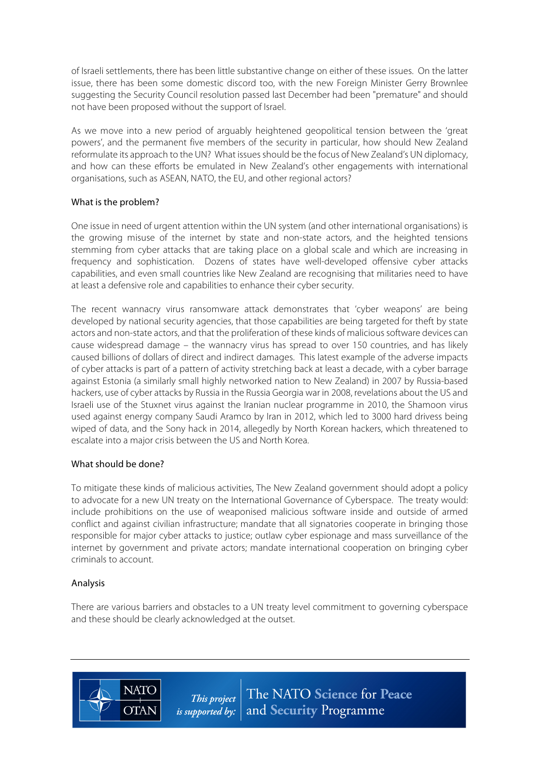of Israeli settlements, there has been little substantive change on either of these issues. On the latter issue, there has been some domestic discord too, with the new Foreign Minister Gerry Brownlee suggesting the Security Council resolution passed last December had been "premature" and should not have been proposed without the support of Israel.

As we move into a new period of arguably heightened geopolitical tension between the 'great powers', and the permanent five members of the security in particular, how should New Zealand reformulate its approach to the UN? What issues should be the focus of New Zealand's UN diplomacy, and how can these efforts be emulated in New Zealand's other engagements with international organisations, such as ASEAN, NATO, the EU, and other regional actors?

## What is the problem?

One issue in need of urgent attention within the UN system (and other international organisations) is the growing misuse of the internet by state and non-state actors, and the heighted tensions stemming from cyber attacks that are taking place on a global scale and which are increasing in frequency and sophistication. Dozens of states have well-developed offensive cyber attacks capabilities, and even small countries like New Zealand are recognising that militaries need to have at least a defensive role and capabilities to enhance their cyber security.

The recent wannacry virus ransomware attack demonstrates that 'cyber weapons' are being developed by national security agencies, that those capabilities are being targeted for theft by state actors and non-state actors, and that the proliferation of these kinds of malicious software devices can cause widespread damage – the wannacry virus has spread to over 150 countries, and has likely caused billions of dollars of direct and indirect damages. This latest example of the adverse impacts of cyber attacks is part of a pattern of activity stretching back at least a decade, with a cyber barrage against Estonia (a similarly small highly networked nation to New Zealand) in 2007 by Russia-based hackers, use of cyber attacks by Russia in the Russia Georgia war in 2008, revelations about the US and Israeli use of the Stuxnet virus against the Iranian nuclear programme in 2010, the Shamoon virus used against energy company Saudi Aramco by Iran in 2012, which led to 3000 hard drivess being wiped of data, and the Sony hack in 2014, allegedly by North Korean hackers, which threatened to escalate into a major crisis between the US and North Korea.

## What should be done?

To mitigate these kinds of malicious activities, The New Zealand government should adopt a policy to advocate for a new UN treaty on the International Governance of Cyberspace. The treaty would: include prohibitions on the use of weaponised malicious software inside and outside of armed conflict and against civilian infrastructure; mandate that all signatories cooperate in bringing those responsible for major cyber attacks to justice; outlaw cyber espionage and mass surveillance of the internet by government and private actors; mandate international cooperation on bringing cyber criminals to account.

## Analysis

There are various barriers and obstacles to a UN treaty level commitment to governing cyberspace and these should be clearly acknowledged at the outset.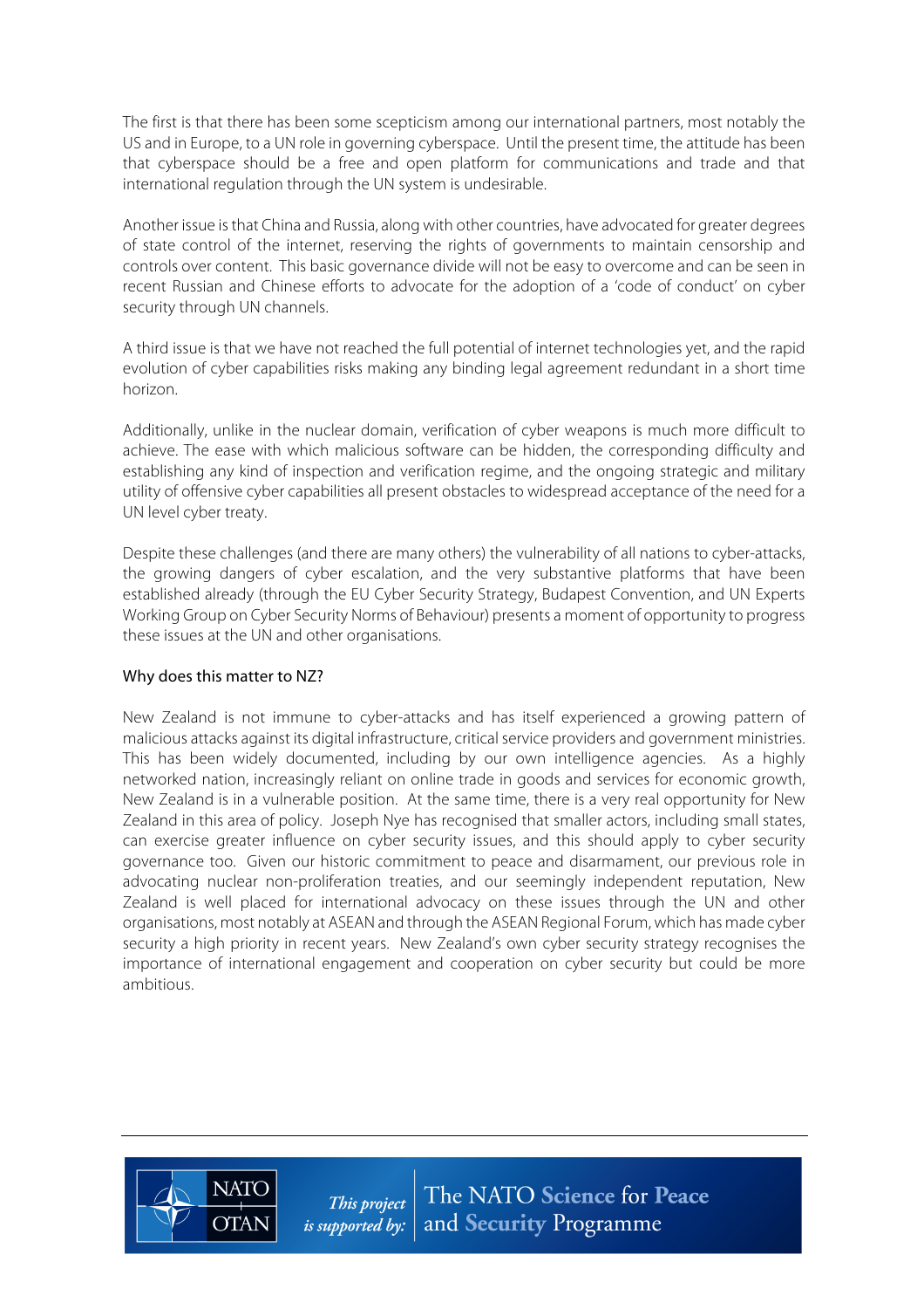The first is that there has been some scepticism among our international partners, most notably the US and in Europe, to a UN role in governing cyberspace. Until the present time, the attitude has been that cyberspace should be a free and open platform for communications and trade and that international regulation through the UN system is undesirable.

Another issue is that China and Russia, along with other countries, have advocated for greater degrees of state control of the internet, reserving the rights of governments to maintain censorship and controls over content. This basic governance divide will not be easy to overcome and can be seen in recent Russian and Chinese efforts to advocate for the adoption of a 'code of conduct' on cyber security through UN channels.

A third issue is that we have not reached the full potential of internet technologies yet, and the rapid evolution of cyber capabilities risks making any binding legal agreement redundant in a short time horizon.

Additionally, unlike in the nuclear domain, verification of cyber weapons is much more difficult to achieve. The ease with which malicious software can be hidden, the corresponding difficulty and establishing any kind of inspection and verification regime, and the ongoing strategic and military utility of offensive cyber capabilities all present obstacles to widespread acceptance of the need for a UN level cyber treaty.

Despite these challenges (and there are many others) the vulnerability of all nations to cyber-attacks, the growing dangers of cyber escalation, and the very substantive platforms that have been established already (through the EU Cyber Security Strategy, Budapest Convention, and UN Experts Working Group on Cyber Security Norms of Behaviour) presents a moment of opportunity to progress these issues at the UN and other organisations.

## Why does this matter to NZ?

New Zealand is not immune to cyber-attacks and has itself experienced a growing pattern of malicious attacks against its digital infrastructure, critical service providers and government ministries. This has been widely documented, including by our own intelligence agencies. As a highly networked nation, increasingly reliant on online trade in goods and services for economic growth, New Zealand is in a vulnerable position. At the same time, there is a very real opportunity for New Zealand in this area of policy. Joseph Nye has recognised that smaller actors, including small states, can exercise greater influence on cyber security issues, and this should apply to cyber security governance too. Given our historic commitment to peace and disarmament, our previous role in advocating nuclear non-proliferation treaties, and our seemingly independent reputation, New Zealand is well placed for international advocacy on these issues through the UN and other organisations, most notably at ASEAN and through the ASEAN Regional Forum, which has made cyber security a high priority in recent years. New Zealand's own cyber security strategy recognises the importance of international engagement and cooperation on cyber security but could be more ambitious.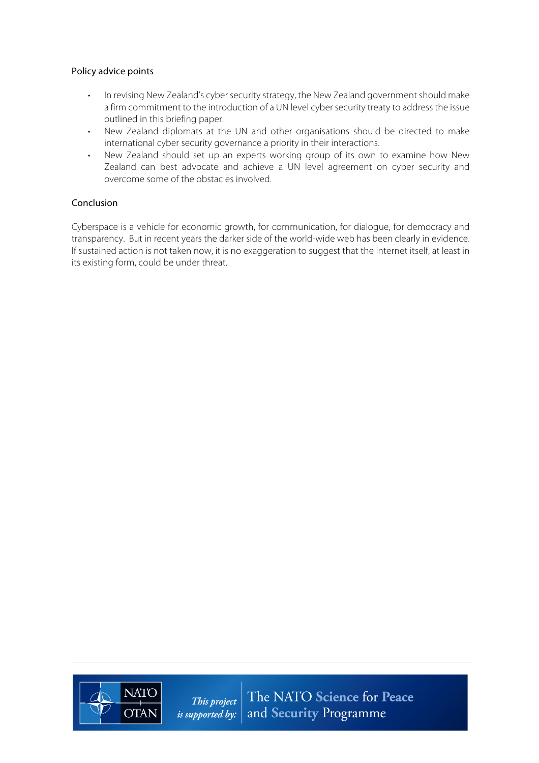## Policy advice points

- In revising New Zealand's cyber security strategy, the New Zealand government should make a firm commitment to the introduction of a UN level cyber security treaty to address the issue outlined in this briefing paper.
- New Zealand diplomats at the UN and other organisations should be directed to make international cyber security governance a priority in their interactions.
- New Zealand should set up an experts working group of its own to examine how New Zealand can best advocate and achieve a UN level agreement on cyber security and overcome some of the obstacles involved.

## Conclusion

Cyberspace is a vehicle for economic growth, for communication, for dialogue, for democracy and transparency. But in recent years the darker side of the world-wide web has been clearly in evidence. If sustained action is not taken now, it is no exaggeration to suggest that the internet itself, at least in its existing form, could be under threat.

NATO OTAN

*This project is supported by:* The NATO Science for Peace and Security Programme